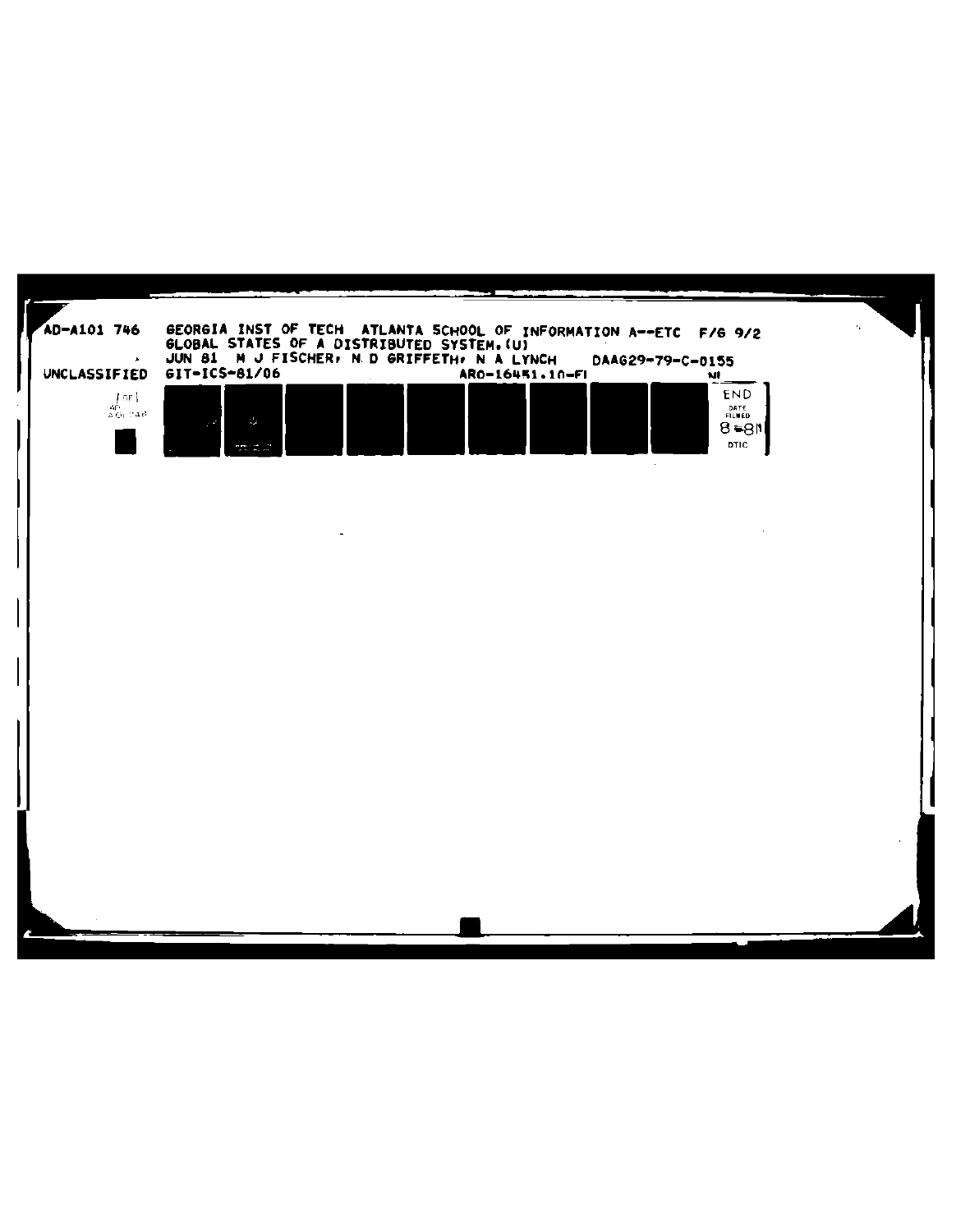AD-A101 746 GEORGIA INST OF TECH ATLANTA SCHOOL OF INFORMATION A--ETC F/6 9/2
GLOBAL STATES OF A DISTRIBUTED SYSTEM.(U)
JUN 81 M J FISCHER, N D GRIFFETH, N A LYNCH DAAG29-79-C-0155
UNCLASSIFIED GIT-ICS-81/06 ARO-16451.10-FI NL

END
DATE FILMED
8-81
DTIC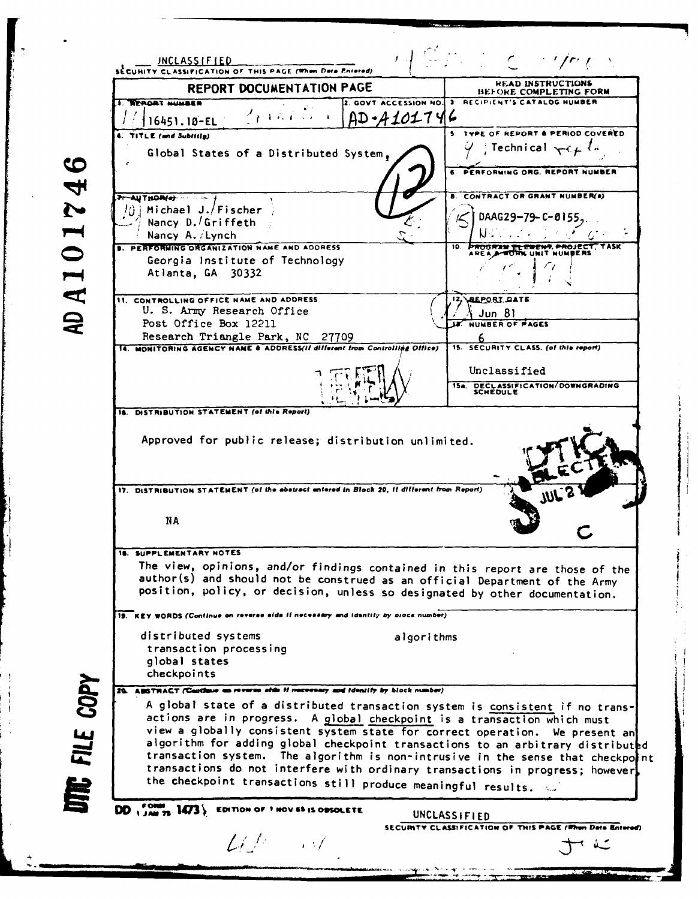UNCLASSIFIED

SECURITY CLASSIFICATION OF THIS PAGE (When Data Entered)

# REPORT DOCUMENTATION PAGE

READ INSTRUCTIONS BEFORE COMPLETING FORM

| | |
|---|---|
| 1. REPORT NUMBER: 16451.10-EL | 2. GOVT ACCESSION NO.: AD-A101746 |
| 3. RECIPIENT'S CATALOG NUMBER | |
| 4. TITLE (and Subtitle): Global States of a Distributed System | 5. TYPE OF REPORT & PERIOD COVERED: Technical |
| | 6. PERFORMING ORG. REPORT NUMBER |
| 7. AUTHOR(s): Michael J. Fischer, Nancy D. Griffeth, Nancy A. Lynch | 8. CONTRACT OR GRANT NUMBER(s): DAAG29-79-C-0155 |
| 9. PERFORMING ORGANIZATION NAME AND ADDRESS: Georgia Institute of Technology, Atlanta, GA 30332 | 10. PROGRAM ELEMENT, PROJECT, TASK AREA & WORK UNIT NUMBERS |
| 11. CONTROLLING OFFICE NAME AND ADDRESS: U. S. Army Research Office, Post Office Box 12211, Research Triangle Park, NC 27709 | 12. REPORT DATE: Jun 81 |
| | 13. NUMBER OF PAGES: 6 |
| 14. MONITORING AGENCY NAME & ADDRESS (if different from Controlling Office) | 15. SECURITY CLASS. (of this report): Unclassified |
| | 15a. DECLASSIFICATION/DOWNGRADING SCHEDULE |

16. DISTRIBUTION STATEMENT (of this Report)

Approved for public release; distribution unlimited.

17. DISTRIBUTION STATEMENT (of the abstract entered in Block 20, if different from Report)

NA

18. SUPPLEMENTARY NOTES

The view, opinions, and/or findings contained in this report are those of the author(s) and should not be construed as an official Department of the Army position, policy, or decision, unless so designated by other documentation.

19. KEY WORDS (Continue on reverse side if necessary and identify by block number)

distributed systems
transaction processing
global states
checkpoints
algorithms

20. ABSTRACT (Continue on reverse side if necessary and identify by block number)

A global state of a distributed transaction system is consistent if no transactions are in progress. A global checkpoint is a transaction which must view a globally consistent system state for correct operation. We present an algorithm for adding global checkpoint transactions to an arbitrary distributed transaction system. The algorithm is non-intrusive in the sense that checkpoint transactions do not interfere with ordinary transactions in progress; however, the checkpoint transactions still produce meaningful results.

DD FORM 1473, 1 JAN 73 — EDITION OF 1 NOV 65 IS OBSOLETE

UNCLASSIFIED

SECURITY CLASSIFICATION OF THIS PAGE (When Data Entered)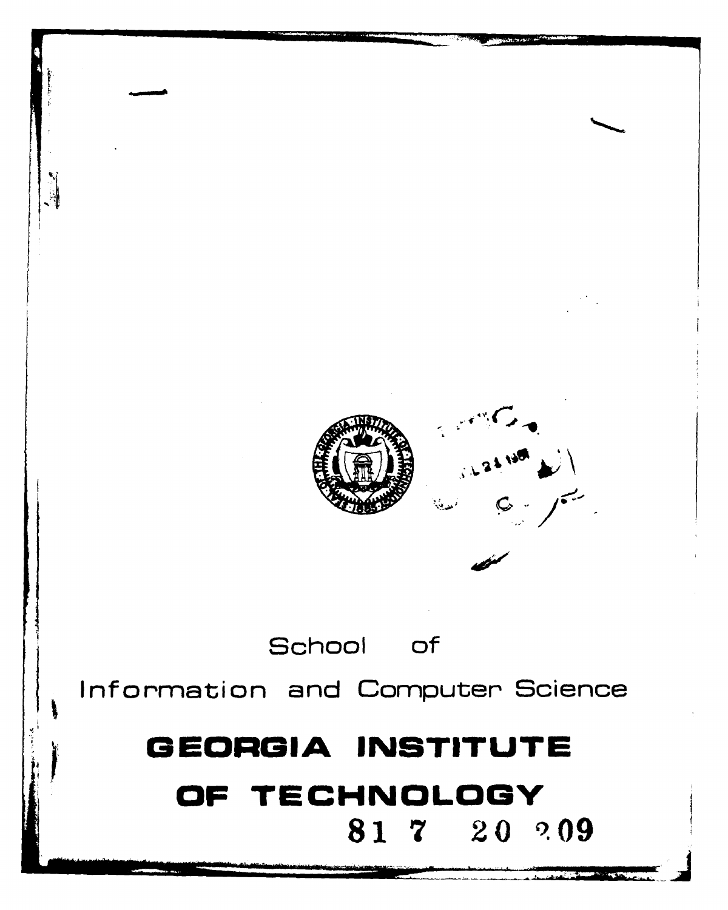School of

Information and Computer Science

**GEORGIA INSTITUTE OF TECHNOLOGY**

81 7 20 209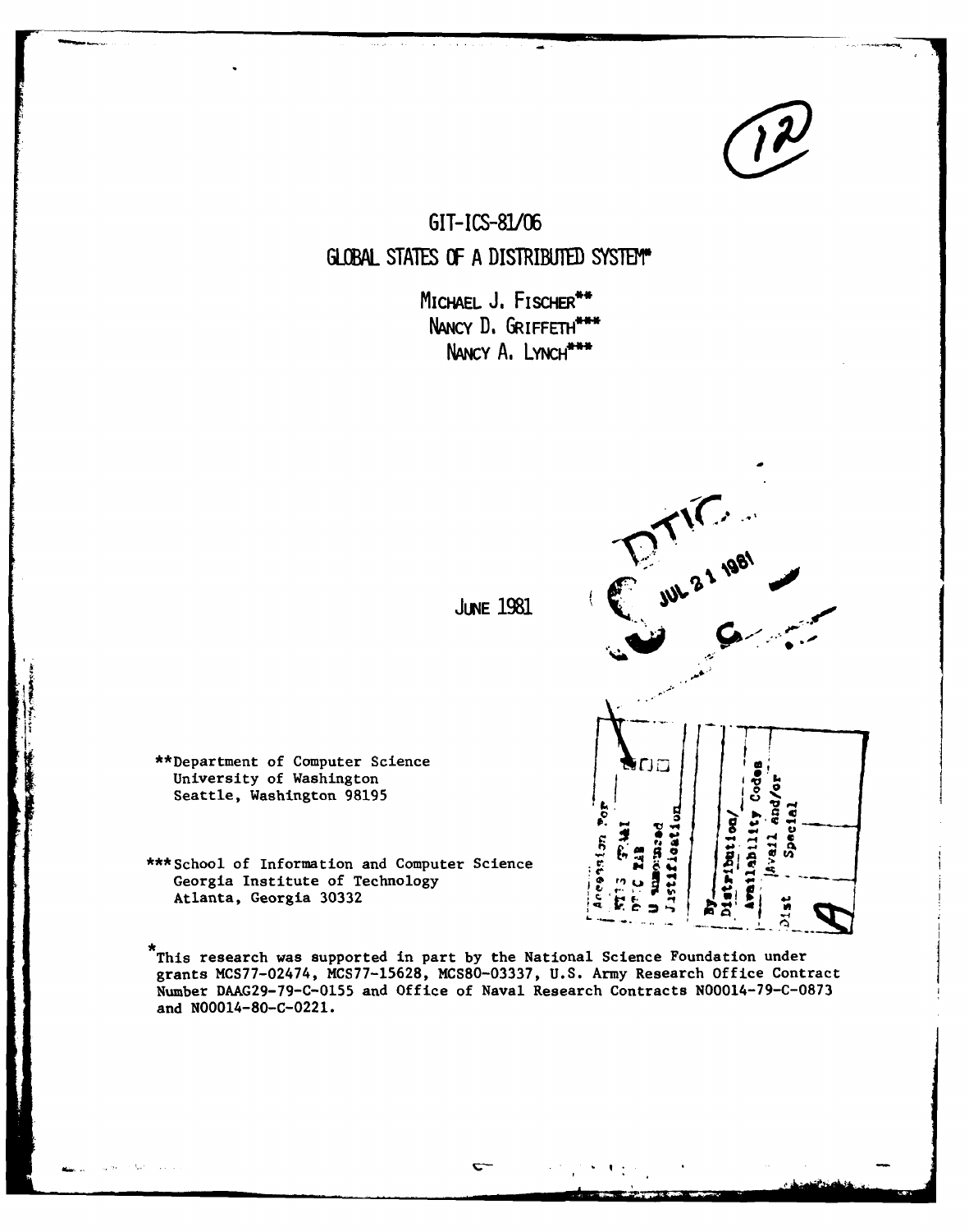GIT-ICS-81/06

# GLOBAL STATES OF A DISTRIBUTED SYSTEM*

MICHAEL J. FISCHER**
NANCY D. GRIFFETH***
NANCY A. LYNCH***

JUNE 1981

**Department of Computer Science
University of Washington
Seattle, Washington 98195

***School of Information and Computer Science
Georgia Institute of Technology
Atlanta, Georgia 30332

*This research was supported in part by the National Science Foundation under grants MCS77-02474, MCS77-15628, MCS80-03337, U.S. Army Research Office Contract Number DAAG29-79-C-0155 and Office of Naval Research Contracts N00014-79-C-0873 and N00014-80-C-0221.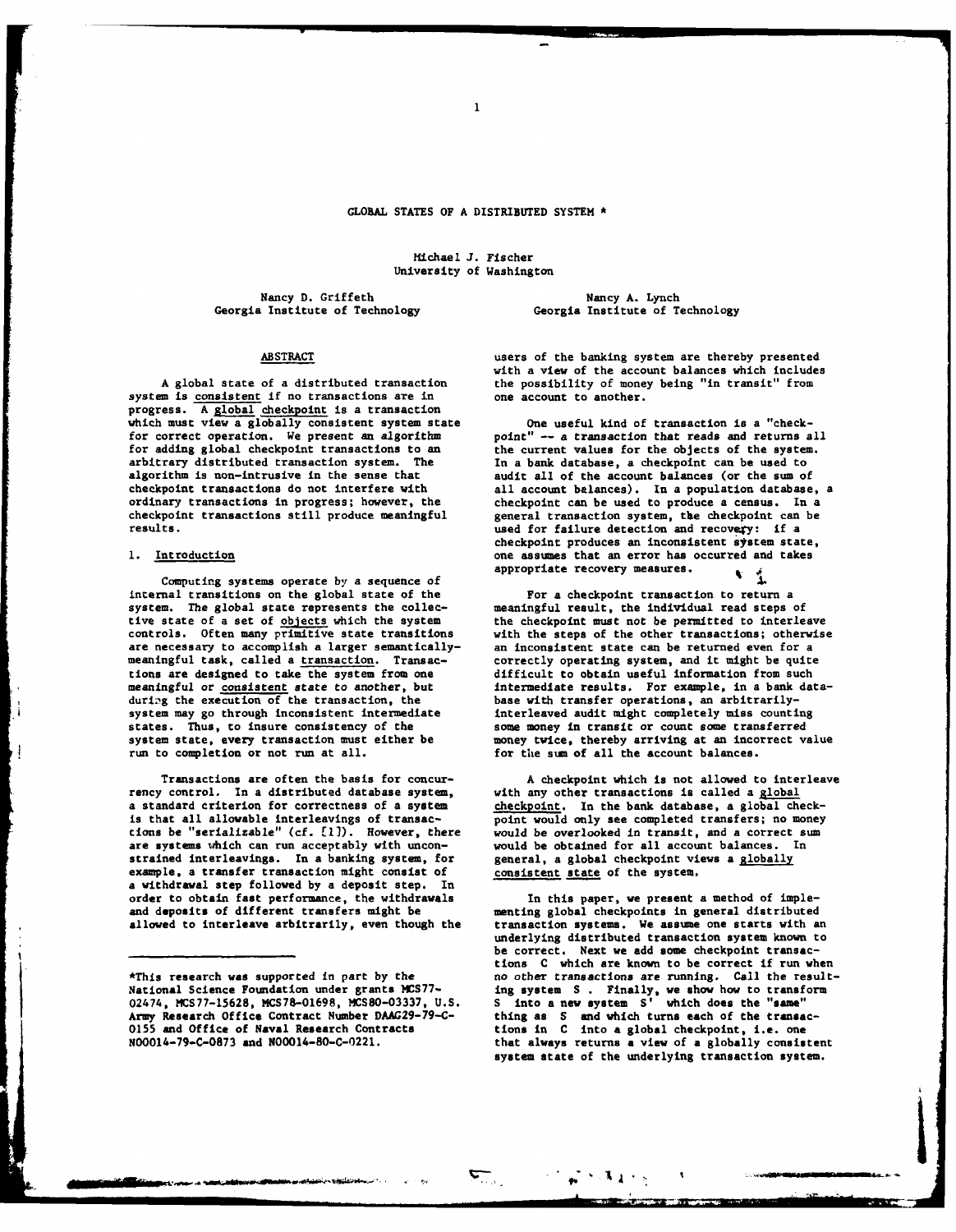# GLOBAL STATES OF A DISTRIBUTED SYSTEM *

Michael J. Fischer
University of Washington

Nancy D. Griffeth
Georgia Institute of Technology

Nancy A. Lynch
Georgia Institute of Technology

## ABSTRACT

A global state of a distributed transaction system is consistent if no transactions are in progress. A global checkpoint is a transaction which must view a globally consistent system state for correct operation. We present an algorithm for adding global checkpoint transactions to an arbitrary distributed transaction system. The algorithm is non-intrusive in the sense that checkpoint transactions do not interfere with ordinary transactions in progress; however, the checkpoint transactions still produce meaningful results.

## 1. Introduction

Computing systems operate by a sequence of internal transitions on the global state of the system. The global state represents the collective state of a set of objects which the system controls. Often many primitive state transitions are necessary to accomplish a larger semantically-meaningful task, called a transaction. Transactions are designed to take the system from one meaningful or consistent state to another, but during the execution of the transaction, the system may go through inconsistent intermediate states. Thus, to insure consistency of the system state, every transaction must either be run to completion or not run at all.

Transactions are often the basis for concurrency control. In a distributed database system, a standard criterion for correctness of a system is that all allowable interleavings of transactions be "serializable" (cf. [1]). However, there are systems which can run acceptably with unconstrained interleavings. In a banking system, for example, a transfer transaction might consist of a withdrawal step followed by a deposit step. In order to obtain fast performance, the withdrawals and deposits of different transfers might be allowed to interleave arbitrarily, even though the users of the banking system are thereby presented with a view of the account balances which includes the possibility of money being "in transit" from one account to another.

One useful kind of transaction is a "checkpoint" -- a transaction that reads and returns all the current values for the objects of the system. In a bank database, a checkpoint can be used to audit all of the account balances (or the sum of all account balances). In a population database, a checkpoint can be used to produce a census. In a general transaction system, the checkpoint can be used for failure detection and recovery: if a checkpoint produces an inconsistent system state, one assumes that an error has occurred and takes appropriate recovery measures.

For a checkpoint transaction to return a meaningful result, the individual read steps of the checkpoint must not be permitted to interleave with the steps of the other transactions; otherwise an inconsistent state can be returned even for a correctly operating system, and it might be quite difficult to obtain useful information from such intermediate results. For example, in a bank database with transfer operations, an arbitrarily-interleaved audit might completely miss counting some money in transit or count some transferred money twice, thereby arriving at an incorrect value for the sum of all the account balances.

A checkpoint which is not allowed to interleave with any other transactions is called a global checkpoint. In the bank database, a global checkpoint would only see completed transfers; no money would be overlooked in transit, and a correct sum would be obtained for all account balances. In general, a global checkpoint views a globally consistent state of the system.

In this paper, we present a method of implementing global checkpoints in general distributed transaction systems. We assume one starts with an underlying distributed transaction system known to be correct. Next we add some checkpoint transactions C which are known to be correct if run when no other transactions are running. Call the resulting system S. Finally, we show how to transform S into a new system S' which does the "same" thing as S and which turns each of the transactions in C into a global checkpoint, i.e. one that always returns a view of a globally consistent system state of the underlying transaction system.

*This research was supported in part by the National Science Foundation under grants MCS77-02474, MCS77-15628, MCS78-01698, MCS80-03337, U.S. Army Research Office Contract Number DAAG29-79-C-0155 and Office of Naval Research Contracts N00014-79-C-0873 and N00014-80-C-0221.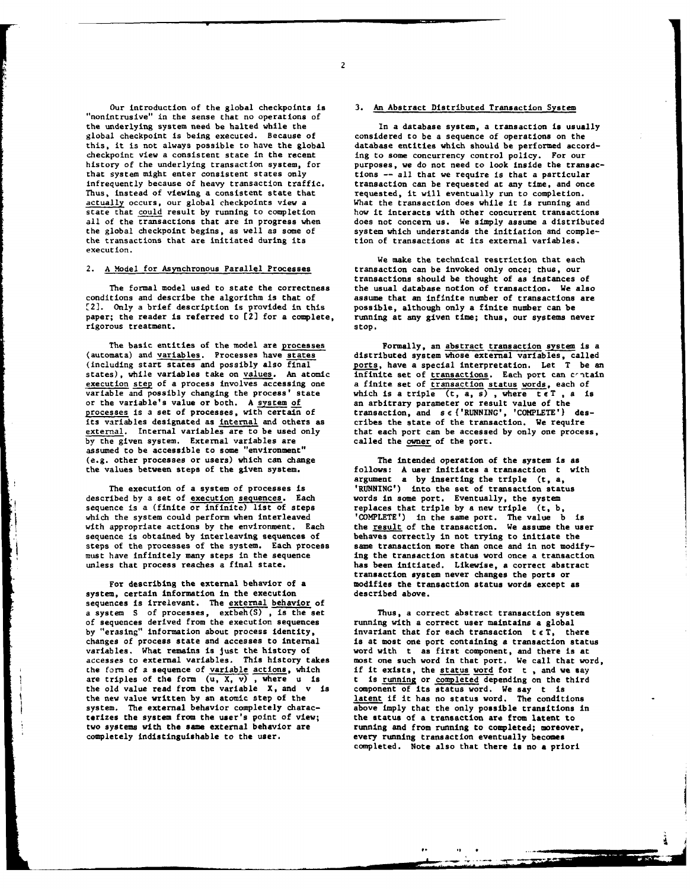Our introduction of the global checkpoints is "nonintrusive" in the sense that no operations of the underlying system need be halted while the global checkpoint is being executed. Because of this, it is not always possible to have the global checkpoint view a consistent state in the recent history of the underlying transaction system, for that system might enter consistent states only infrequently because of heavy transaction traffic. Thus, instead of viewing a consistent state that actually occurs, our global checkpoints view a state that could result by running to completion all of the transactions that are in progress when the global checkpoint begins, as well as some of the transactions that are initiated during its execution.

## 2. A Model for Asynchronous Parallel Processes

The formal model used to state the correctness conditions and describe the algorithm is that of [2]. Only a brief description is provided in this paper; the reader is referred to [2] for a complete, rigorous treatment.

The basic entities of the model are processes (automata) and variables. Processes have states (including start states and possibly also final states), while variables take on values. An atomic execution step of a process involves accessing one variable and possibly changing the process' state or the variable's value or both. A system of processes is a set of processes, with certain of its variables designated as internal and others as external. Internal variables are to be used only by the given system. External variables are assumed to be accessible to some "environment" (e.g. other processes or users) which can change the values between steps of the given system.

The execution of a system of processes is described by a set of execution sequences. Each sequence is a (finite or infinite) list of steps which the system could perform when interleaved with appropriate actions by the environment. Each sequence is obtained by interleaving sequences of steps of the processes of the system. Each process must have infinitely many steps in the sequence unless that process reaches a final state.

For describing the external behavior of a system, certain information in the execution sequences is irrelevant. The external behavior of a system S of processes, extbeh(S), is the set of sequences derived from the execution sequences by "erasing" information about process identity, changes of process state and accesses to internal variables. What remains is just the history of accesses to external variables. This history takes the form of a sequence of variable actions, which are triples of the form $(u, X, v)$, where $u$ is the old value read from the variable $X$, and $v$ is the new value written by an atomic step of the system. The external behavior completely characterizes the system from the user's point of view; two systems with the same external behavior are completely indistinguishable to the user.

## 3. An Abstract Distributed Transaction System

In a database system, a transaction is usually considered to be a sequence of operations on the database entities which should be performed according to some concurrency control policy. For our purposes, we do not need to look inside the transactions -- all that we require is that a particular transaction can be requested at any time, and once requested, it will eventually run to completion. What the transaction does while it is running and how it interacts with other concurrent transactions does not concern us. We simply assume a distributed system which understands the initiation and completion of transactions at its external variables.

We make the technical restriction that each transaction can be invoked only once; thus, our transactions should be thought of as instances of the usual database notion of transaction. We also assume that an infinite number of transactions are possible, although only a finite number can be running at any given time; thus, our systems never stop.

Formally, an abstract transaction system is a distributed system whose external variables, called ports, have a special interpretation. Let T be an infinite set of transactions. Each port can contain a finite set of transaction status words, each of which is a triple $(t, a, s)$, where $t \in T$, $a$ is an arbitrary parameter or result value of the transaction, and $s \in \{\text{'RUNNING'}, \text{'COMPLETE'}\}$ describes the state of the transaction. We require that each port can be accessed by only one process, called the owner of the port.

The intended operation of the system is as follows: A user initiates a transaction $t$ with argument $a$ by inserting the triple $(t, a, \text{'RUNNING'})$ into the set of transaction status words in some port. Eventually, the system replaces that triple by a new triple $(t, b, \text{'COMPLETE'})$ in the same port. The value $b$ is the result of the transaction. We assume the user behaves correctly in not trying to initiate the same transaction more than once and in not modifying the transaction status word once a transaction has been initiated. Likewise, a correct abstract transaction system never changes the ports or modifies the transaction status words except as described above.

Thus, a correct abstract transaction system running with a correct user maintains a global invariant that for each transaction $t \in T$, there is at most one port containing a transaction status word with $t$ as first component, and there is at most one such word in that port. We call that word, if it exists, the status word for $t$, and we say $t$ is running or completed depending on the third component of its status word. We say $t$ is latent if it has no status word. The conditions above imply that the only possible transitions in the status of a transaction are from latent to running and from running to completed; moreover, every running transaction eventually becomes completed. Note also that there is no a priori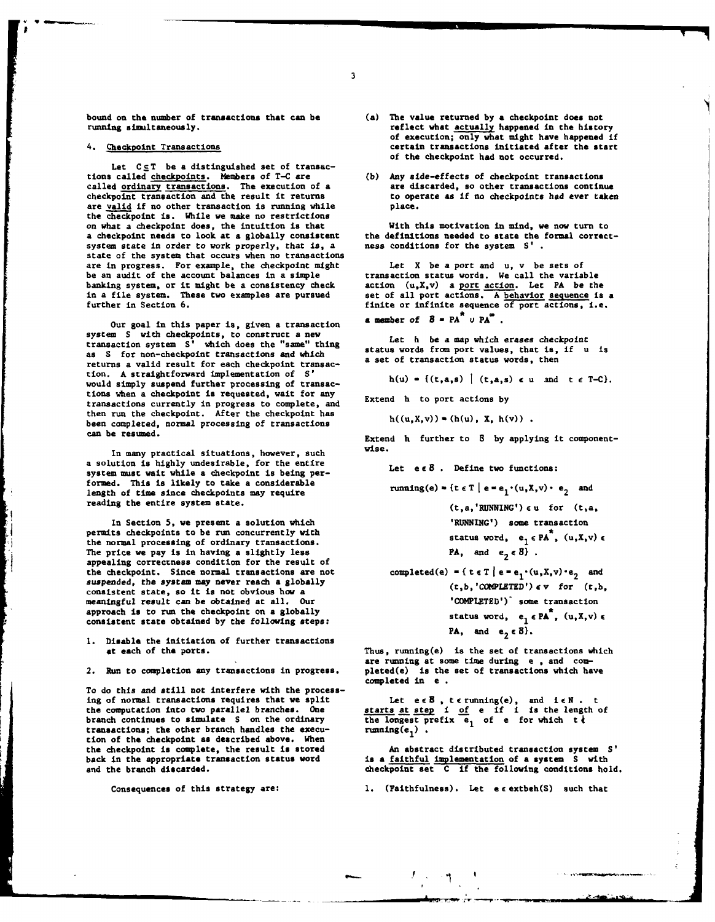bound on the number of transactions that can be running simultaneously.

## 4. Checkpoint Transactions

Let $C \subseteq T$ be a distinguished set of transactions called checkpoints. Members of $T-C$ are called ordinary transactions. The execution of a checkpoint transaction and the result it returns are valid if no other transaction is running while the checkpoint is. While we make no restrictions on what a checkpoint does, the intuition is that a checkpoint needs to look at a globally consistent system state in order to work properly, that is, a state of the system that occurs when no transactions are in progress. For example, the checkpoint might be an audit of the account balances in a simple banking system, or it might be a consistency check in a file system. These two examples are pursued further in Section 6.

Our goal in this paper is, given a transaction system $S$ with checkpoints, to construct a new transaction system $S'$ which does the "same" thing as $S$ for non-checkpoint transactions and which returns a valid result for each checkpoint transaction. A straightforward implementation of $S'$ would simply suspend further processing of transactions when a checkpoint is requested, wait for any transactions currently in progress to complete, and then run the checkpoint. After the checkpoint has been completed, normal processing of transactions can be resumed.

In many practical situations, however, such a solution is highly undesirable, for the entire system must wait while a checkpoint is being performed. This is likely to take a considerable length of time since checkpoints may require reading the entire system state.

In Section 5, we present a solution which permits checkpoints to be run concurrently with the normal processing of ordinary transactions. The price we pay is in having a slightly less appealing correctness condition for the result of the checkpoint. Since normal transactions are not *suspended*, the system may never reach a globally consistent state, so it is not obvious how a meaningful result can be obtained at all. Our approach is to run the checkpoint on a globally consistent state obtained by the following steps:

1. Disable the initiation of further transactions at each of the ports.
2. Run to completion any transactions in progress.

To do this and still not interfere with the processing of normal transactions requires that we split the computation into two parallel branches. One branch continues to simulate $S$ on the ordinary transactions; the other branch handles the execution of the checkpoint as described above. When the checkpoint is complete, the result is stored back in the appropriate transaction status word and the branch discarded.

Consequences of this strategy are:

(a) The value returned by a checkpoint does not reflect what actually happened in the history of execution; only what might have happened if certain transactions initiated after the start of the checkpoint had not occurred.

(b) Any side-effects of checkpoint transactions are discarded, so other transactions continue to operate as if no checkpoints had ever taken place.

With this motivation in mind, we now turn to the definitions needed to state the formal correctness conditions for the system $S'$.

Let $X$ be a port and $u$, $v$ be sets of transaction status words. We call the variable action $(u,X,v)$ a port action. Let $PA$ be the set of all port actions. A behavior sequence is a finite or infinite sequence of port actions, i.e. a member of $\mathcal{B} = PA^* \cup PA^\infty$.

Let $h$ be a map which *erases checkpoint* status words from port values, that is, if $u$ is a set of transaction status words, then

$$h(u) = \{(t,a,s) \mid (t,a,s) \in u \text{ and } t \in T-C\}.$$

Extend $h$ to port actions by

$$h((u,X,v)) = (h(u),\ X,\ h(v)) .$$

Extend $h$ further to $\mathcal{B}$ by applying it componentwise.

Let $e \in \mathcal{B}$. Define two functions:

$$\text{running}(e) = \{t \in T \mid e = e_1 \cdot (u,X,v) \cdot e_2 \text{ and } (t,a,\text{'RUNNING'}) \in u \text{ for } (t,a,\text{'RUNNING'}) \text{ some transaction status word, } e_1 \in PA^*,\ (u,X,v) \in PA, \text{ and } e_2 \in \mathcal{B}\} .$$

$$\text{completed}(e) = \{ t \in T \mid e = e_1 \cdot (u,X,v) \cdot e_2 \text{ and } (t,b,\text{'COMPLETED'}) \in v \text{ for } (t,b,\text{'COMPLETED'}) \text{ some transaction status word, } e_1 \in PA^*,\ (u,X,v) \in PA, \text{ and } e_2 \in \mathcal{B}\}.$$

Thus, running$(e)$ is the set of transactions which are running at some time during $e$, and completed$(e)$ is the set of transactions which have completed in $e$.

Let $e \in \mathcal{B}$, $t \in \text{running}(e)$, and $i \in N$. $t$ starts at step $i$ of $e$ if $i$ is the length of the longest prefix $e_1$ of $e$ for which $t \notin \text{running}(e_1)$.

An abstract distributed transaction system $S'$ is a faithful implementation of a system $S$ with checkpoint set $C$ if the following conditions hold.

1. (Faithfulness). Let $e \in \text{extbeh}(S)$ such that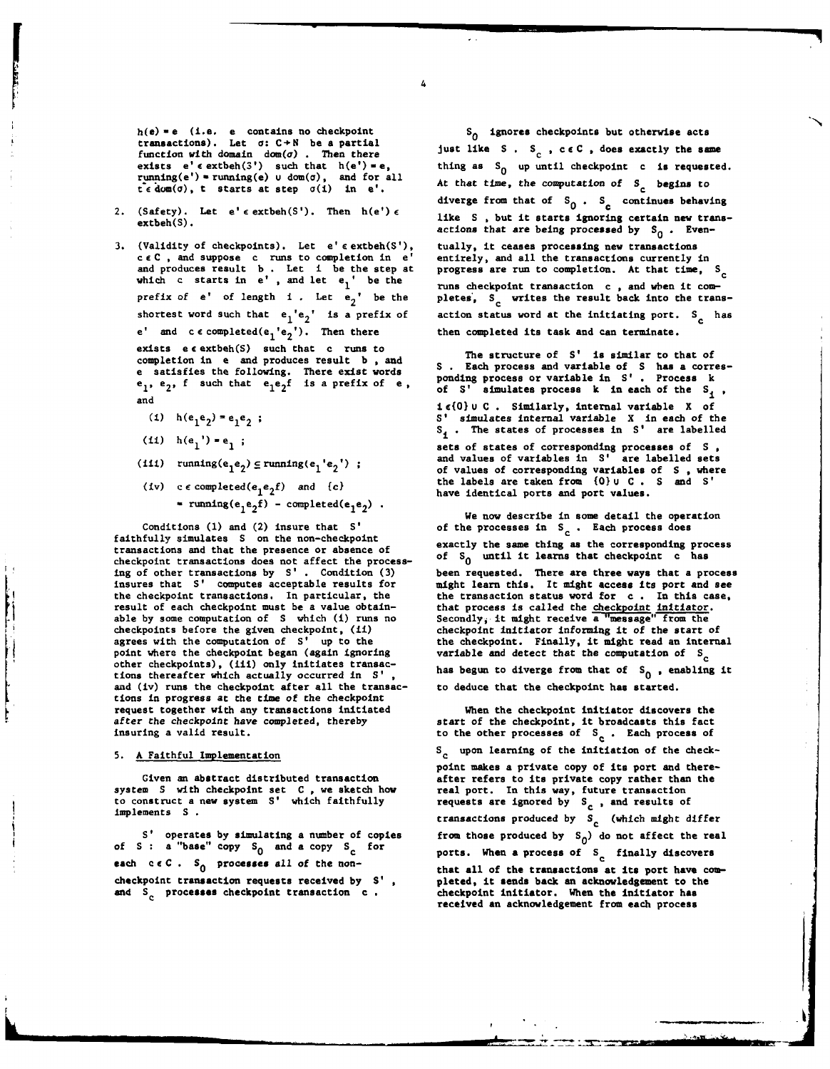$h(e) = e$ (i.e. $e$ contains no checkpoint transactions). Let $\sigma: C \to N$ be a partial function with domain $\text{dom}(\sigma)$. Then there exists $e' \in \text{extbeh}(S')$ such that $h(e') = e$, $\text{running}(e') = \text{running}(e) \cup \text{dom}(\sigma)$, and for all $t \in \text{dom}(\sigma)$, $t$ starts at step $\sigma(i)$ in $e'$.

2. (Safety). Let $e' \in \text{extbeh}(S')$. Then $h(e') \in \text{extbeh}(S)$.

3. (Validity of checkpoints). Let $e' \in \text{extbeh}(S')$, $c \in C$, and suppose $c$ runs to completion in $e'$ and produces result $b$. Let $i$ be the step at which $c$ starts in $e'$, and let $e_1'$ be the prefix of $e'$ of length $i$. Let $e_2'$ be the shortest word such that $e_1'e_2'$ is a prefix of $e'$ and $c \in \text{completed}(e_1'e_2')$. Then there exists $e \in \text{extbeh}(S)$ such that $c$ runs to completion in $e$ and produces result $b$, and $e$ satisfies the following. There exist words $e_1$, $e_2$, $f$ such that $e_1e_2f$ is a prefix of $e$, and

   (i) $h(e_1e_2) = e_1e_2$ ;

   (ii) $h(e_1') = e_1$ ;

   (iii) $\text{running}(e_1e_2) \subseteq \text{running}(e_1'e_2')$ ;

   (iv) $c \in \text{completed}(e_1e_2f)$ and $\{c\} = \text{running}(e_1e_2f) - \text{completed}(e_1e_2)$ .

Conditions (1) and (2) insure that $S'$ faithfully simulates $S$ on the non-checkpoint transactions and that the presence or absence of checkpoint transactions does not affect the processing of other transactions by $S'$. Condition (3) insures that $S'$ computes acceptable results for the checkpoint transactions. In particular, the result of each checkpoint must be a value obtainable by some computation of $S$ which (i) runs no checkpoints before the given checkpoint, (ii) agrees with the computation of $S'$ up to the point where the checkpoint began (again ignoring other checkpoints), (iii) only initiates transactions thereafter which actually occurred in $S'$, and (iv) runs the checkpoint after all the transactions in progress at the time of the checkpoint request together with any transactions initiated *after the checkpoint have completed*, thereby insuring a valid result.

## 5. A Faithful Implementation

Given an abstract distributed transaction system $S$ with checkpoint set $C$, we sketch how to construct a new system $S'$ which faithfully implements $S$.

$S'$ operates by simulating a number of copies of $S$: a "base" copy $S_0$ and a copy $S_c$ for each $c \in C$. $S_0$ processes all of the non-checkpoint transaction requests received by $S'$, and $S_c$ processes checkpoint transaction $c$.

$S_0$ ignores checkpoints but otherwise acts just like $S$. $S_c$, $c \in C$, does exactly the same thing as $S_0$ up until checkpoint $c$ is requested. At that time, the computation of $S_c$ begins to diverge from that of $S_0$. $S_c$ continues behaving like $S$, but it starts ignoring certain new transactions that are being processed by $S_0$. Eventually, it ceases processing new transactions entirely, and all the transactions currently in progress are run to completion. At that time, $S_c$ runs checkpoint transaction $c$, and when it completes, $S_c$ writes the result back into the transaction status word at the initiating port. $S_c$ has then completed its task and can terminate.

The structure of $S'$ is similar to that of $S$. Each process and variable of $S$ has a corresponding process or variable in $S'$. Process $k$ of $S'$ simulates process $k$ in each of the $S_i$, $i \in \{0\} \cup C$. Similarly, internal variable $X$ of $S'$ simulates internal variable $X$ in each of the $S_i$. The states of processes in $S'$ are labelled sets of states of corresponding processes of $S$, and values of variables in $S'$ are labelled sets of values of corresponding variables of $S$, where the labels are taken from $\{0\} \cup C$. $S$ and $S'$ have identical ports and port values.

We now describe in some detail the operation of the processes in $S_c$. Each process does exactly the same thing as the corresponding process of $S_0$ until it learns that checkpoint $c$ has been requested. There are three ways that a process might learn this. It might access its port and see the transaction status word for $c$. In this case, that process is called the <u>checkpoint initiator</u>. Secondly, it might receive a "message" from the checkpoint initiator informing it of the start of the checkpoint. Finally, it might read an internal variable and detect that the computation of $S_c$ has begun to diverge from that of $S_0$, enabling it to deduce that the checkpoint has started.

When the checkpoint initiator discovers the start of the checkpoint, it broadcasts this fact to the other processes of $S_c$. Each process of $S_c$ upon learning of the initiation of the checkpoint makes a private copy of its port and thereafter refers to its private copy rather than the real port. In this way, future transaction requests are ignored by $S_c$, and results of transactions produced by $S_c$ (which might differ from those produced by $S_0$) do not affect the real ports. When a process of $S_c$ finally discovers that all of the transactions at its port have completed, it sends back an acknowledgement to the checkpoint initiator. When the initiator has received an acknowledgement from each process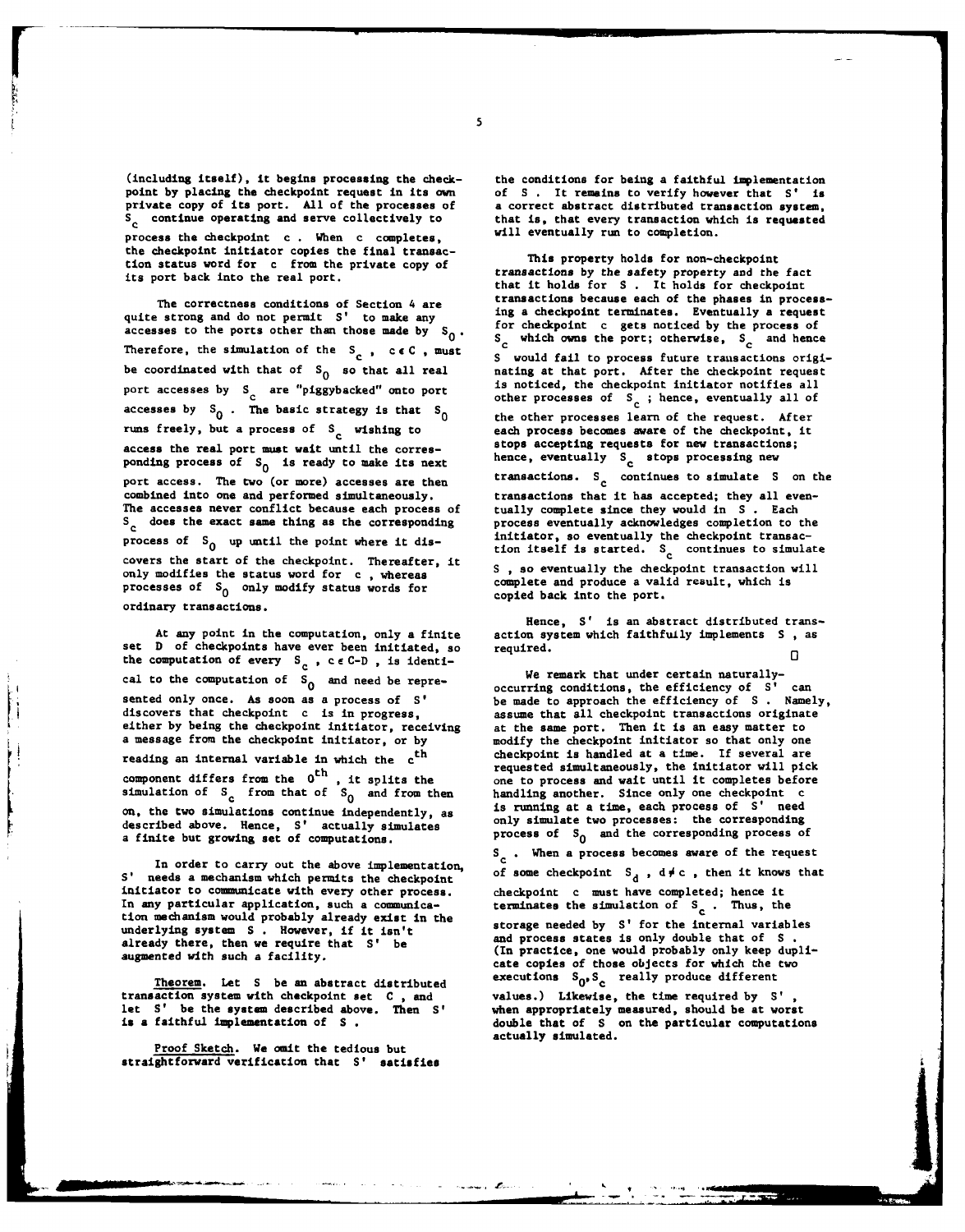(including itself), it begins processing the checkpoint by placing the checkpoint request in its own private copy of its port. All of the processes of $S_c$ continue operating and serve collectively to process the checkpoint $c$. When $c$ completes, the checkpoint initiator copies the final transaction status word for $c$ from the private copy of its port back into the real port.

The correctness conditions of Section 4 are quite strong and do not permit $S'$ to make any accesses to the ports other than those made by $S_0$. Therefore, the simulation of the $S_c$, $c \in C$, must be coordinated with that of $S_0$ so that all real port accesses by $S_c$ are "piggybacked" onto port accesses by $S_0$. The basic strategy is that $S_0$ runs freely, but a process of $S_c$ wishing to access the real port must wait until the corresponding process of $S_0$ is ready to make its next port access. The two (or more) accesses are then combined into one and performed simultaneously. The accesses never conflict because each process of $S_c$ does the exact same thing as the corresponding process of $S_0$ up until the point where it discovers the start of the checkpoint. Thereafter, it only modifies the status word for $c$, whereas processes of $S_0$ only modify status words for ordinary transactions.

At any point in the computation, only a finite set $D$ of checkpoints have ever been initiated, so the computation of every $S_c$, $c \in C-D$, is identical to the computation of $S_0$ and need be represented only once. As soon as a process of $S'$ discovers that checkpoint $c$ is in progress, either by being the checkpoint initiator, receiving a message from the checkpoint initiator, or by reading an internal variable in which the $c^{th}$ component differs from the $0^{th}$, it splits the simulation of $S_c$ from that of $S_0$ and from then on, the two simulations continue independently, as described above. Hence, $S'$ actually simulates a finite but growing set of computations.

In order to carry out the above implementation, $S'$ needs a mechanism which permits the checkpoint initiator to communicate with every other process. In any particular application, such a communication mechanism would probably already exist in the underlying system $S$. However, if it isn't already there, then we require that $S'$ be augmented with such a facility.

<u>Theorem</u>. Let $S$ be an abstract distributed transaction system with checkpoint set $C$, and let $S'$ be the system described above. Then $S'$ is a faithful implementation of $S$.

<u>Proof Sketch</u>. We omit the tedious but straightforward verification that $S'$ satisfies the conditions for being a faithful implementation of $S$. It remains to verify however that $S'$ is a correct abstract distributed transaction system, that is, that every transaction which is requested will eventually run to completion.

This property holds for non-checkpoint transactions by the safety property and the fact that it holds for $S$. It holds for checkpoint transactions because each of the phases in processing a checkpoint terminates. Eventually a request for checkpoint $c$ gets noticed by the process of $S_c$ which owns the port; otherwise, $S_c$ and hence $S$ would fail to process future transactions originating at that port. After the checkpoint request is noticed, the checkpoint initiator notifies all other processes of $S_c$; hence, eventually all of the other processes learn of the request. After each process becomes aware of the checkpoint, it stops accepting requests for new transactions; hence, eventually $S_c$ stops processing new transactions. $S_c$ continues to simulate $S$ on the transactions that it has accepted; they all eventually complete since they would in $S$. Each process eventually acknowledges completion to the initiator, so eventually the checkpoint transaction itself is started. $S_c$ continues to simulate $S$, so eventually the checkpoint transaction will complete and produce a valid result, which is copied back into the port.

Hence, $S'$ is an abstract distributed transaction system which faithfully implements $S$, as required. □

We remark that under certain naturally-occurring conditions, the efficiency of $S'$ can be made to approach the efficiency of $S$. Namely, assume that all checkpoint transactions originate at the same port. Then it is an easy matter to modify the checkpoint initiator so that only one checkpoint is handled at a time. If several are requested simultaneously, the initiator will pick one to process and wait until it completes before handling another. Since only one checkpoint $c$ is running at a time, each process of $S'$ need only simulate two processes: the corresponding process of $S_0$ and the corresponding process of $S_c$. When a process becomes aware of the request of some checkpoint $S_d$, $d \neq c$, then it knows that checkpoint $c$ must have completed; hence it terminates the simulation of $S_c$. Thus, the storage needed by $S'$ for the internal variables and process states is only double that of $S$. (In practice, one would probably only keep duplicate copies of those objects for which the two executions $S_0, S_c$ really produce different values.) Likewise, the time required by $S'$, when appropriately measured, should be at worst double that of $S$ on the particular computations actually simulated.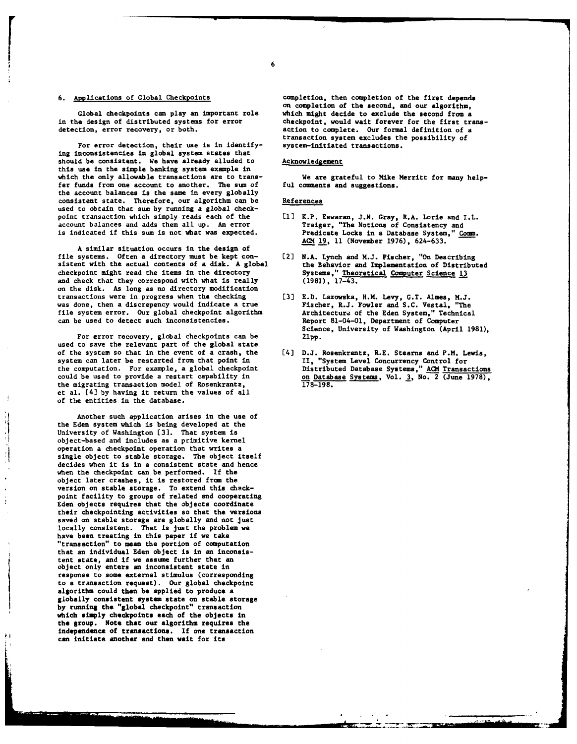## 6. Applications of Global Checkpoints

Global checkpoints can play an important role in the design of distributed systems for error detection, error recovery, or both.

For error detection, their use is in identifying inconsistencies in global system states that should be consistent. We have already alluded to this use in the simple banking system example in which the only allowable transactions are to transfer funds from one account to another. The sum of the account balances is the same in every globally consistent state. Therefore, our algorithm can be used to obtain that sum by running a global checkpoint transaction which simply reads each of the account balances and adds them all up. An error is indicated if this sum is not what was expected.

A similar situation occurs in the design of file systems. Often a directory must be kept consistent with the actual contents of a disk. A global checkpoint might read the items in the directory and check that they correspond with what is really on the disk. As long as no directory modification transactions were in progress when the checking was done, then a discrepency would indicate a true file system error. Our global checkpoint algorithm can be used to detect such inconsistencies.

For error recovery, global checkpoints can be used to save the relevant part of the global state of the system so that in the event of a crash, the system can later be restarted from that point in the computation. For example, a global checkpoint could be used to provide a restart capability in the migrating transaction model of Rosenkrantz, et al. [4] by having it return the values of all of the entities in the database.

Another such application arises in the use of the Eden system which is being developed at the University of Washington [3]. That system is object-based and includes as a primitive kernel operation a checkpoint operation that writes a single object to stable storage. The object itself decides when it is in a consistent state and hence when the checkpoint can be performed. If the object later crashes, it is restored from the version on stable storage. To extend this checkpoint facility to groups of related and cooperating Eden objects requires that the objects coordinate their checkpointing activities so that the versions saved on stable storage are globally and not just locally consistent. That is just the problem we have been treating in this paper if we take "transaction" to mean the portion of computation that an individual Eden object is in an inconsistent state, and if we assume further that an object only enters an inconsistent state in response to some external stimulus (corresponding to a transaction request). Our global checkpoint algorithm could then be applied to produce a globally consistent system state on stable storage by running the "global checkpoint" transaction which simply checkpoints each of the objects in the group. Note that our algorithm requires the independence of transactions. If one transaction can initiate another and then wait for its completion, then completion of the first depends on completion of the second, and our algorithm, which might decide to exclude the second from a checkpoint, would wait forever for the first transaction to complete. Our formal definition of a transaction system excludes the possibility of system-initiated transactions.

## Acknowledgement

We are grateful to Mike Merritt for many helpful comments and suggestions.

## References

[1] K.P. Eswaran, J.N. Gray, R.A. Lorie and I.L. Traiger, "The Notions of Consistency and Predicate Locks in a Database System," Comm. ACM 19, 11 (November 1976), 624-633.

[2] N.A. Lynch and M.J. Fischer, "On Describing the Behavior and Implementation of Distributed Systems," Theoretical Computer Science 13 (1981), 17-43.

[3] E.D. Lazowska, H.M. Levy, G.T. Almes, M.J. Fischer, R.J. Fowler and S.C. Vestal, "The Architecture of the Eden System," Technical Report 81-04-01, Department of Computer Science, University of Washington (April 1981), 21pp.

[4] D.J. Rosenkrantz, R.E. Stearns and P.M. Lewis, II, "System Level Concurrency Control for Distributed Database Systems," ACM Transactions on Database Systems, Vol. 3, No. 2 (June 1978), 178-198.